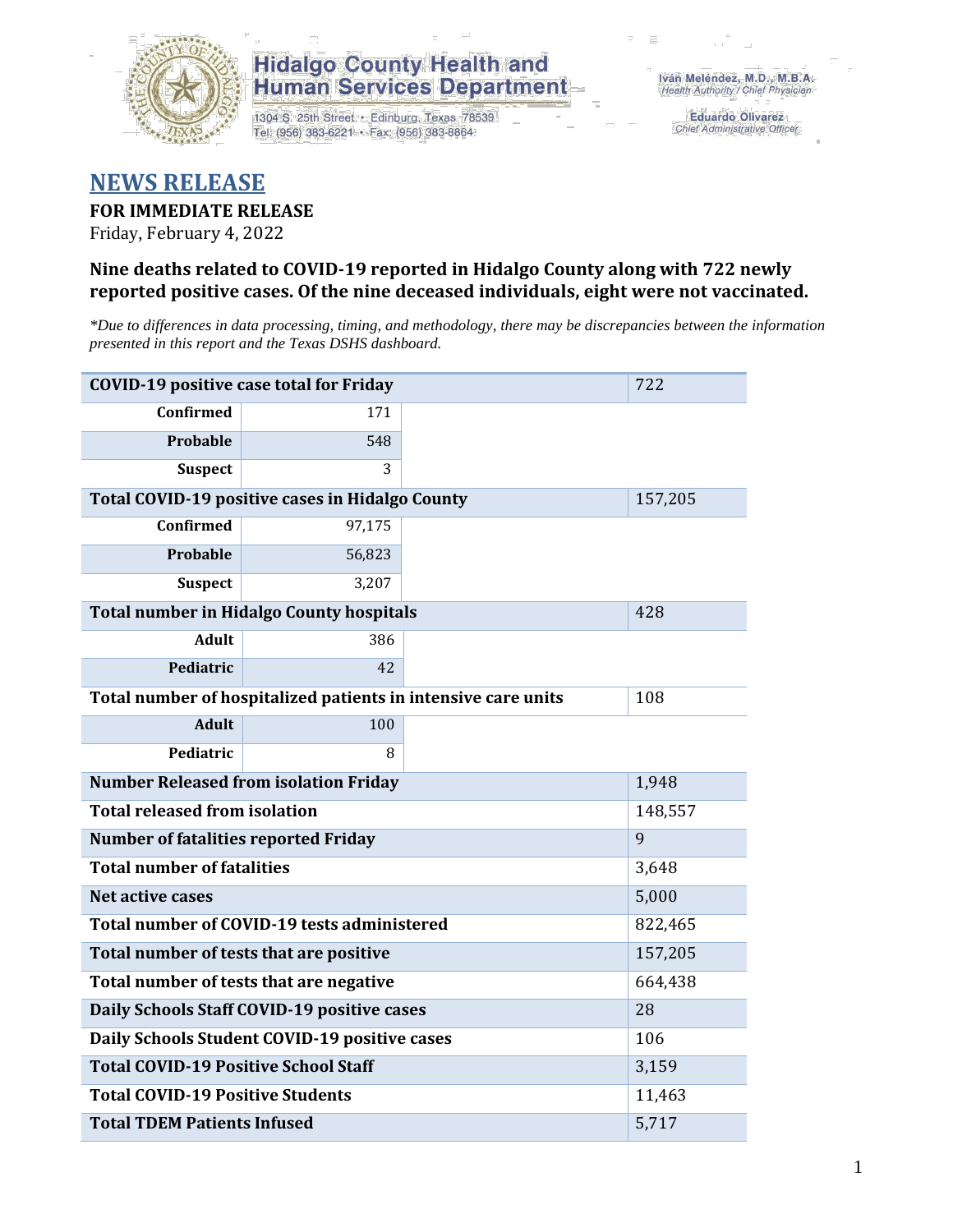**Hidalgo County Health and Human Services Department**

1304 S. 25th Street • Edinburg, Texas 78539
Tel: (956) 383-6221 • Fax: (956) 383-8864

Iván Meléndez, M.D., M.B.A.
*Health Authority / Chief Physician*

Eduardo Olivarez
*Chief Administrative Officer*

# NEWS RELEASE

**FOR IMMEDIATE RELEASE**
Friday, February 4, 2022

**Nine deaths related to COVID-19 reported in Hidalgo County along with 722 newly reported positive cases. Of the nine deceased individuals, eight were not vaccinated.**

*\*Due to differences in data processing, timing, and methodology, there may be discrepancies between the information presented in this report and the Texas DSHS dashboard.*

| COVID-19 positive case total for Friday | | 722 |
|---|---|---|
| Confirmed | 171 | |
| Probable | 548 | |
| Suspect | 3 | |
| **Total COVID-19 positive cases in Hidalgo County** | | 157,205 |
| Confirmed | 97,175 | |
| Probable | 56,823 | |
| Suspect | 3,207 | |
| **Total number in Hidalgo County hospitals** | | 428 |
| Adult | 386 | |
| Pediatric | 42 | |
| **Total number of hospitalized patients in intensive care units** | | 108 |
| Adult | 100 | |
| Pediatric | 8 | |
| **Number Released from isolation Friday** | | 1,948 |
| **Total released from isolation** | | 148,557 |
| **Number of fatalities reported Friday** | | 9 |
| **Total number of fatalities** | | 3,648 |
| **Net active cases** | | 5,000 |
| **Total number of COVID-19 tests administered** | | 822,465 |
| **Total number of tests that are positive** | | 157,205 |
| **Total number of tests that are negative** | | 664,438 |
| **Daily Schools Staff COVID-19 positive cases** | | 28 |
| **Daily Schools Student COVID-19 positive cases** | | 106 |
| **Total COVID-19 Positive School Staff** | | 3,159 |
| **Total COVID-19 Positive Students** | | 11,463 |
| **Total TDEM Patients Infused** | | 5,717 |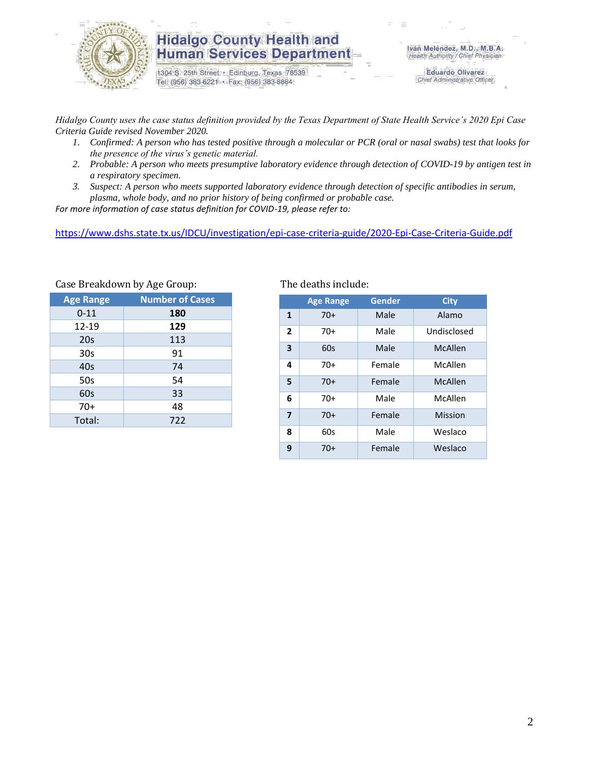*Hidalgo County uses the case status definition provided by the Texas Department of State Health Service's 2020 Epi Case Criteria Guide revised November 2020.*

1. *Confirmed: A person who has tested positive through a molecular or PCR (oral or nasal swabs) test that looks for the presence of the virus's genetic material.*
2. *Probable: A person who meets presumptive laboratory evidence through detection of COVID-19 by antigen test in a respiratory specimen.*
3. *Suspect: A person who meets supported laboratory evidence through detection of specific antibodies in serum, plasma, whole body, and no prior history of being confirmed or probable case.*

*For more information of case status definition for COVID-19, please refer to:*

https://www.dshs.state.tx.us/IDCU/investigation/epi-case-criteria-guide/2020-Epi-Case-Criteria-Guide.pdf

Case Breakdown by Age Group:

| Age Range | Number of Cases |
|---|---|
| 0-11 | **180** |
| 12-19 | **129** |
| 20s | 113 |
| 30s | 91 |
| 40s | 74 |
| 50s | 54 |
| 60s | 33 |
| 70+ | 48 |
| Total: | 722 |

The deaths include:

| | Age Range | Gender | City |
|---|---|---|---|
| **1** | 70+ | Male | Alamo |
| **2** | 70+ | Male | Undisclosed |
| **3** | 60s | Male | McAllen |
| **4** | 70+ | Female | McAllen |
| **5** | 70+ | Female | McAllen |
| **6** | 70+ | Male | McAllen |
| **7** | 70+ | Female | Mission |
| **8** | 60s | Male | Weslaco |
| **9** | 70+ | Female | Weslaco |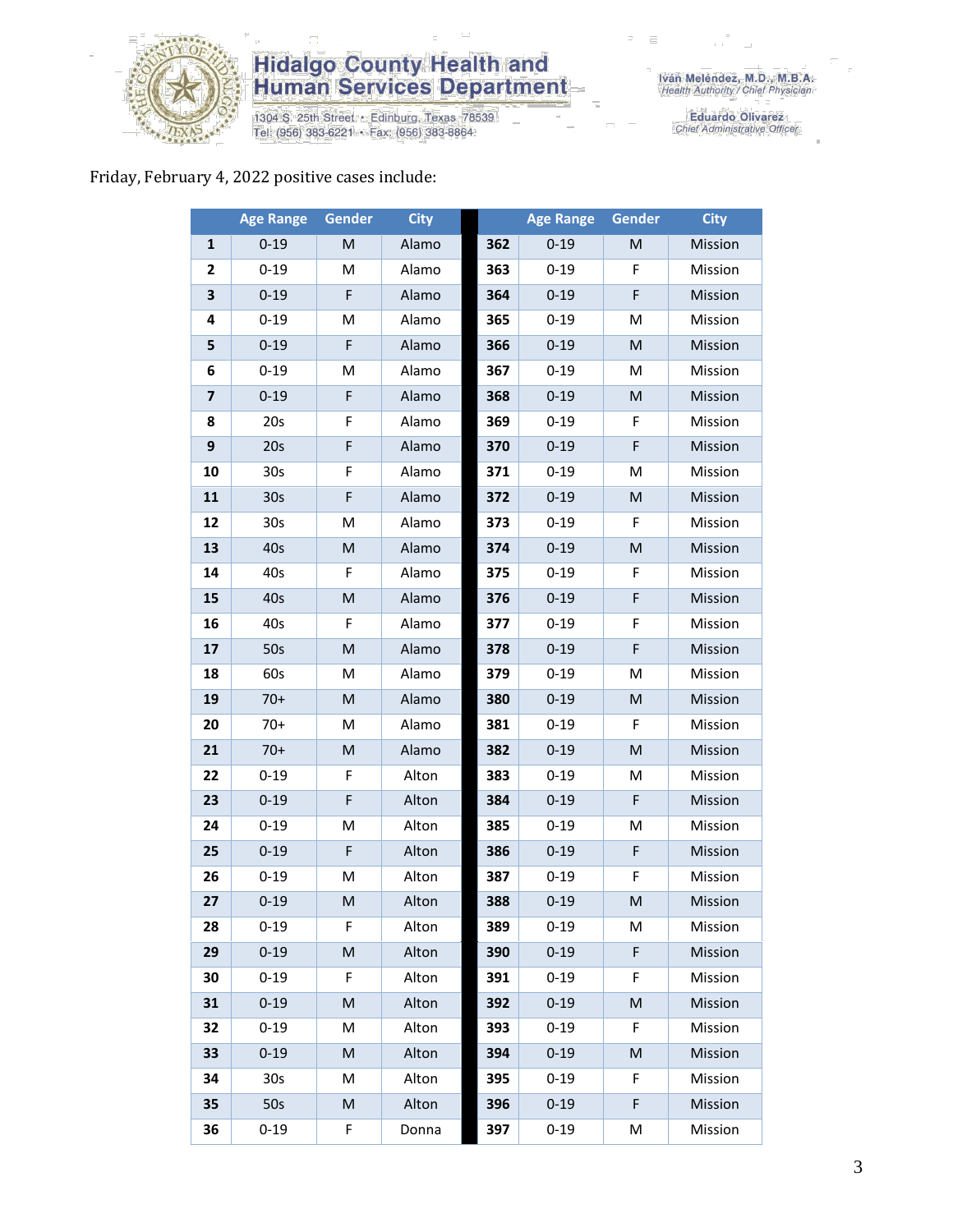Friday, February 4, 2022 positive cases include:

| | Age Range | Gender | City | | Age Range | Gender | City |
|---|---|---|---|---|---|---|---|
| 1 | 0-19 | M | Alamo | 362 | 0-19 | M | Mission |
| 2 | 0-19 | M | Alamo | 363 | 0-19 | F | Mission |
| 3 | 0-19 | F | Alamo | 364 | 0-19 | F | Mission |
| 4 | 0-19 | M | Alamo | 365 | 0-19 | M | Mission |
| 5 | 0-19 | F | Alamo | 366 | 0-19 | M | Mission |
| 6 | 0-19 | M | Alamo | 367 | 0-19 | M | Mission |
| 7 | 0-19 | F | Alamo | 368 | 0-19 | M | Mission |
| 8 | 20s | F | Alamo | 369 | 0-19 | F | Mission |
| 9 | 20s | F | Alamo | 370 | 0-19 | F | Mission |
| 10 | 30s | F | Alamo | 371 | 0-19 | M | Mission |
| 11 | 30s | F | Alamo | 372 | 0-19 | M | Mission |
| 12 | 30s | M | Alamo | 373 | 0-19 | F | Mission |
| 13 | 40s | M | Alamo | 374 | 0-19 | M | Mission |
| 14 | 40s | F | Alamo | 375 | 0-19 | F | Mission |
| 15 | 40s | M | Alamo | 376 | 0-19 | F | Mission |
| 16 | 40s | F | Alamo | 377 | 0-19 | F | Mission |
| 17 | 50s | M | Alamo | 378 | 0-19 | F | Mission |
| 18 | 60s | M | Alamo | 379 | 0-19 | M | Mission |
| 19 | 70+ | M | Alamo | 380 | 0-19 | M | Mission |
| 20 | 70+ | M | Alamo | 381 | 0-19 | F | Mission |
| 21 | 70+ | M | Alamo | 382 | 0-19 | M | Mission |
| 22 | 0-19 | F | Alton | 383 | 0-19 | M | Mission |
| 23 | 0-19 | F | Alton | 384 | 0-19 | F | Mission |
| 24 | 0-19 | M | Alton | 385 | 0-19 | M | Mission |
| 25 | 0-19 | F | Alton | 386 | 0-19 | F | Mission |
| 26 | 0-19 | M | Alton | 387 | 0-19 | F | Mission |
| 27 | 0-19 | M | Alton | 388 | 0-19 | M | Mission |
| 28 | 0-19 | F | Alton | 389 | 0-19 | M | Mission |
| 29 | 0-19 | M | Alton | 390 | 0-19 | F | Mission |
| 30 | 0-19 | F | Alton | 391 | 0-19 | F | Mission |
| 31 | 0-19 | M | Alton | 392 | 0-19 | M | Mission |
| 32 | 0-19 | M | Alton | 393 | 0-19 | F | Mission |
| 33 | 0-19 | M | Alton | 394 | 0-19 | M | Mission |
| 34 | 30s | M | Alton | 395 | 0-19 | F | Mission |
| 35 | 50s | M | Alton | 396 | 0-19 | F | Mission |
| 36 | 0-19 | F | Donna | 397 | 0-19 | M | Mission |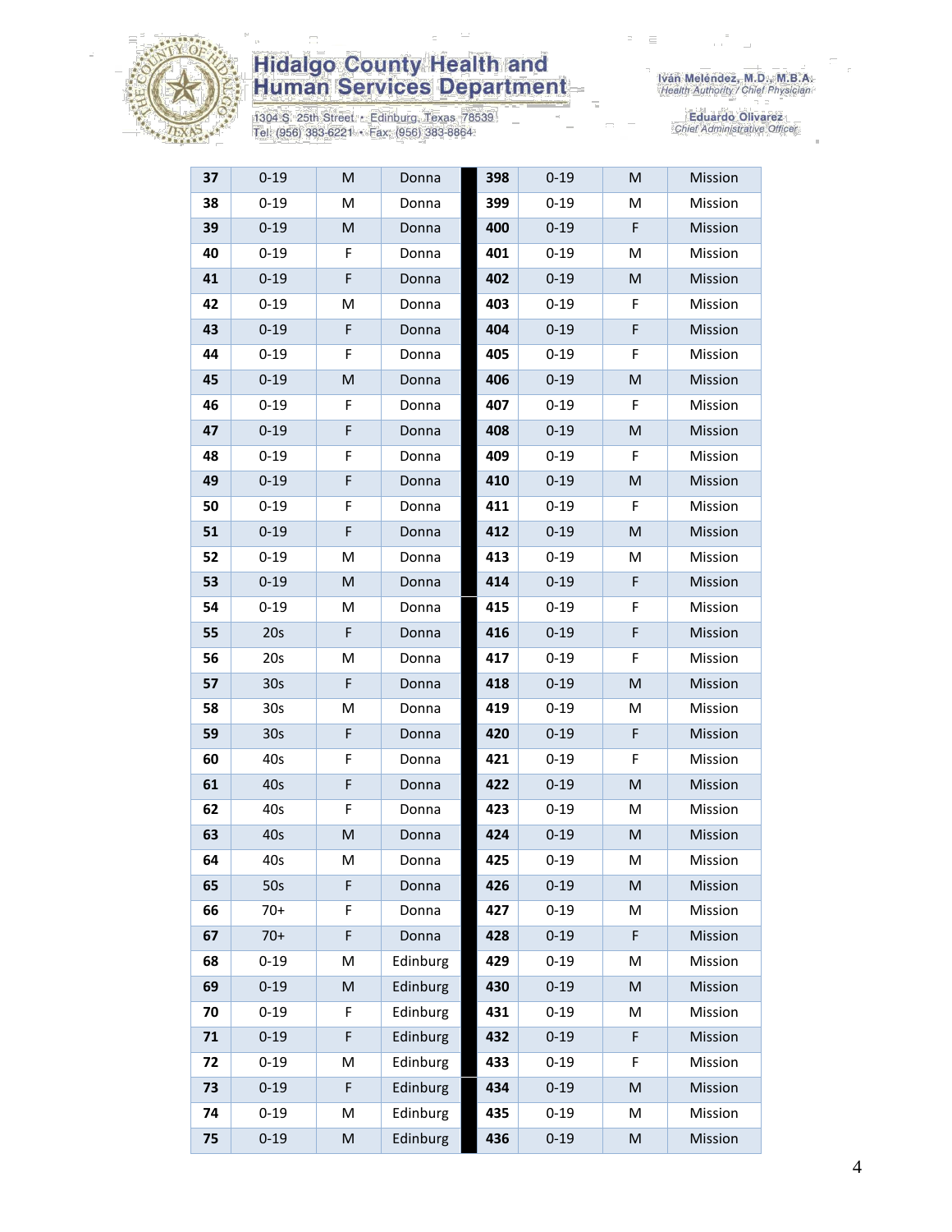| 37 | 0-19 | M | Donna | 398 | 0-19 | M | Mission |
|---|---|---|---|---|---|---|---|
| 38 | 0-19 | M | Donna | 399 | 0-19 | M | Mission |
| 39 | 0-19 | M | Donna | 400 | 0-19 | F | Mission |
| 40 | 0-19 | F | Donna | 401 | 0-19 | M | Mission |
| 41 | 0-19 | F | Donna | 402 | 0-19 | M | Mission |
| 42 | 0-19 | M | Donna | 403 | 0-19 | F | Mission |
| 43 | 0-19 | F | Donna | 404 | 0-19 | F | Mission |
| 44 | 0-19 | F | Donna | 405 | 0-19 | F | Mission |
| 45 | 0-19 | M | Donna | 406 | 0-19 | M | Mission |
| 46 | 0-19 | F | Donna | 407 | 0-19 | F | Mission |
| 47 | 0-19 | F | Donna | 408 | 0-19 | M | Mission |
| 48 | 0-19 | F | Donna | 409 | 0-19 | F | Mission |
| 49 | 0-19 | F | Donna | 410 | 0-19 | M | Mission |
| 50 | 0-19 | F | Donna | 411 | 0-19 | F | Mission |
| 51 | 0-19 | F | Donna | 412 | 0-19 | M | Mission |
| 52 | 0-19 | M | Donna | 413 | 0-19 | M | Mission |
| 53 | 0-19 | M | Donna | 414 | 0-19 | F | Mission |
| 54 | 0-19 | M | Donna | 415 | 0-19 | F | Mission |
| 55 | 20s | F | Donna | 416 | 0-19 | F | Mission |
| 56 | 20s | M | Donna | 417 | 0-19 | F | Mission |
| 57 | 30s | F | Donna | 418 | 0-19 | M | Mission |
| 58 | 30s | M | Donna | 419 | 0-19 | M | Mission |
| 59 | 30s | F | Donna | 420 | 0-19 | F | Mission |
| 60 | 40s | F | Donna | 421 | 0-19 | F | Mission |
| 61 | 40s | F | Donna | 422 | 0-19 | M | Mission |
| 62 | 40s | F | Donna | 423 | 0-19 | M | Mission |
| 63 | 40s | M | Donna | 424 | 0-19 | M | Mission |
| 64 | 40s | M | Donna | 425 | 0-19 | M | Mission |
| 65 | 50s | F | Donna | 426 | 0-19 | M | Mission |
| 66 | 70+ | F | Donna | 427 | 0-19 | M | Mission |
| 67 | 70+ | F | Donna | 428 | 0-19 | F | Mission |
| 68 | 0-19 | M | Edinburg | 429 | 0-19 | M | Mission |
| 69 | 0-19 | M | Edinburg | 430 | 0-19 | M | Mission |
| 70 | 0-19 | F | Edinburg | 431 | 0-19 | M | Mission |
| 71 | 0-19 | F | Edinburg | 432 | 0-19 | F | Mission |
| 72 | 0-19 | M | Edinburg | 433 | 0-19 | F | Mission |
| 73 | 0-19 | F | Edinburg | 434 | 0-19 | M | Mission |
| 74 | 0-19 | M | Edinburg | 435 | 0-19 | M | Mission |
| 75 | 0-19 | M | Edinburg | 436 | 0-19 | M | Mission |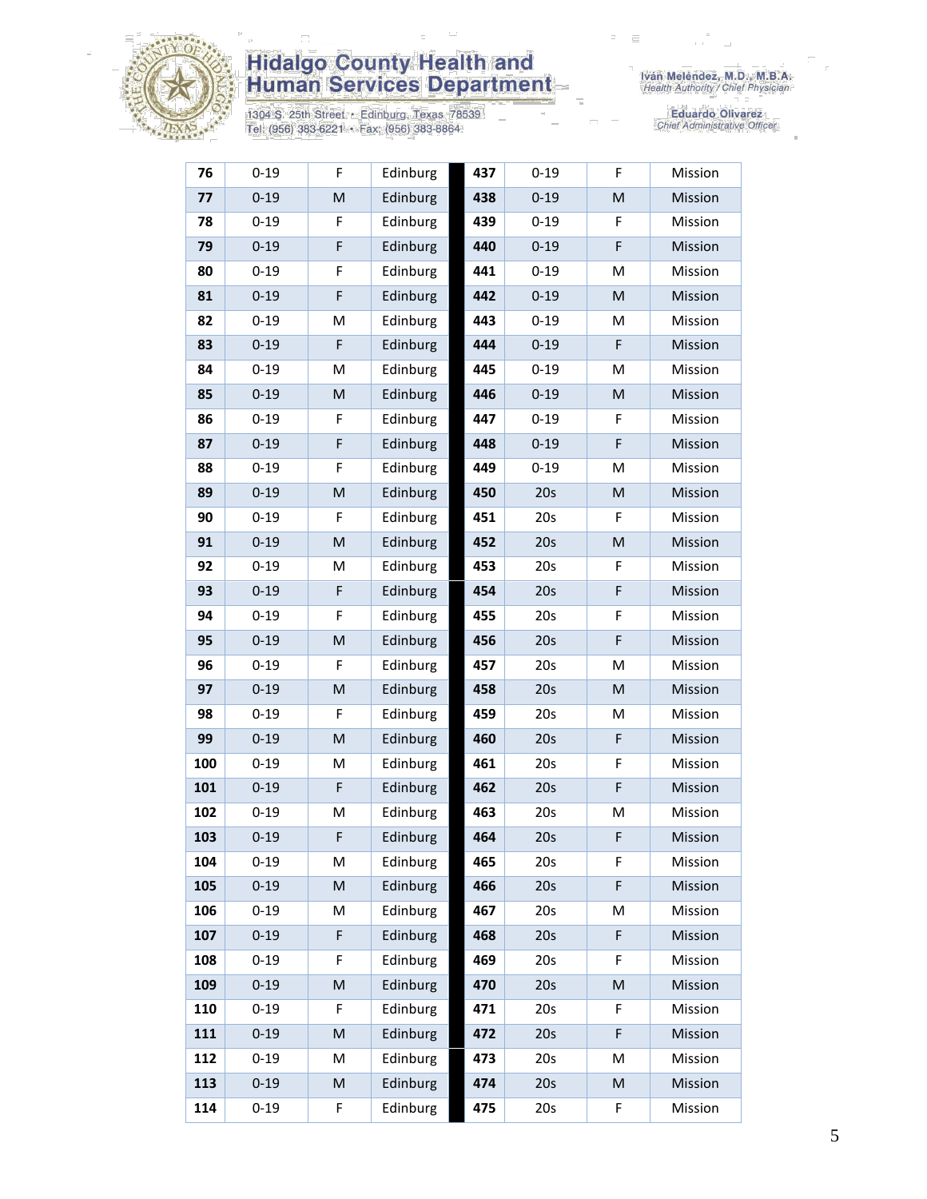| 76 | 0-19 | F | Edinburg | | 437 | 0-19 | F | Mission |
|---|---|---|---|---|---|---|---|---|
| 77 | 0-19 | M | Edinburg | | 438 | 0-19 | M | Mission |
| 78 | 0-19 | F | Edinburg | | 439 | 0-19 | F | Mission |
| 79 | 0-19 | F | Edinburg | | 440 | 0-19 | F | Mission |
| 80 | 0-19 | F | Edinburg | | 441 | 0-19 | M | Mission |
| 81 | 0-19 | F | Edinburg | | 442 | 0-19 | M | Mission |
| 82 | 0-19 | M | Edinburg | | 443 | 0-19 | M | Mission |
| 83 | 0-19 | F | Edinburg | | 444 | 0-19 | F | Mission |
| 84 | 0-19 | M | Edinburg | | 445 | 0-19 | M | Mission |
| 85 | 0-19 | M | Edinburg | | 446 | 0-19 | M | Mission |
| 86 | 0-19 | F | Edinburg | | 447 | 0-19 | F | Mission |
| 87 | 0-19 | F | Edinburg | | 448 | 0-19 | F | Mission |
| 88 | 0-19 | F | Edinburg | | 449 | 0-19 | M | Mission |
| 89 | 0-19 | M | Edinburg | | 450 | 20s | M | Mission |
| 90 | 0-19 | F | Edinburg | | 451 | 20s | F | Mission |
| 91 | 0-19 | M | Edinburg | | 452 | 20s | M | Mission |
| 92 | 0-19 | M | Edinburg | | 453 | 20s | F | Mission |
| 93 | 0-19 | F | Edinburg | | 454 | 20s | F | Mission |
| 94 | 0-19 | F | Edinburg | | 455 | 20s | F | Mission |
| 95 | 0-19 | M | Edinburg | | 456 | 20s | F | Mission |
| 96 | 0-19 | F | Edinburg | | 457 | 20s | M | Mission |
| 97 | 0-19 | M | Edinburg | | 458 | 20s | M | Mission |
| 98 | 0-19 | F | Edinburg | | 459 | 20s | M | Mission |
| 99 | 0-19 | M | Edinburg | | 460 | 20s | F | Mission |
| 100 | 0-19 | M | Edinburg | | 461 | 20s | F | Mission |
| 101 | 0-19 | F | Edinburg | | 462 | 20s | F | Mission |
| 102 | 0-19 | M | Edinburg | | 463 | 20s | M | Mission |
| 103 | 0-19 | F | Edinburg | | 464 | 20s | F | Mission |
| 104 | 0-19 | M | Edinburg | | 465 | 20s | F | Mission |
| 105 | 0-19 | M | Edinburg | | 466 | 20s | F | Mission |
| 106 | 0-19 | M | Edinburg | | 467 | 20s | M | Mission |
| 107 | 0-19 | F | Edinburg | | 468 | 20s | F | Mission |
| 108 | 0-19 | F | Edinburg | | 469 | 20s | F | Mission |
| 109 | 0-19 | M | Edinburg | | 470 | 20s | M | Mission |
| 110 | 0-19 | F | Edinburg | | 471 | 20s | F | Mission |
| 111 | 0-19 | M | Edinburg | | 472 | 20s | F | Mission |
| 112 | 0-19 | M | Edinburg | | 473 | 20s | M | Mission |
| 113 | 0-19 | M | Edinburg | | 474 | 20s | M | Mission |
| 114 | 0-19 | F | Edinburg | | 475 | 20s | F | Mission |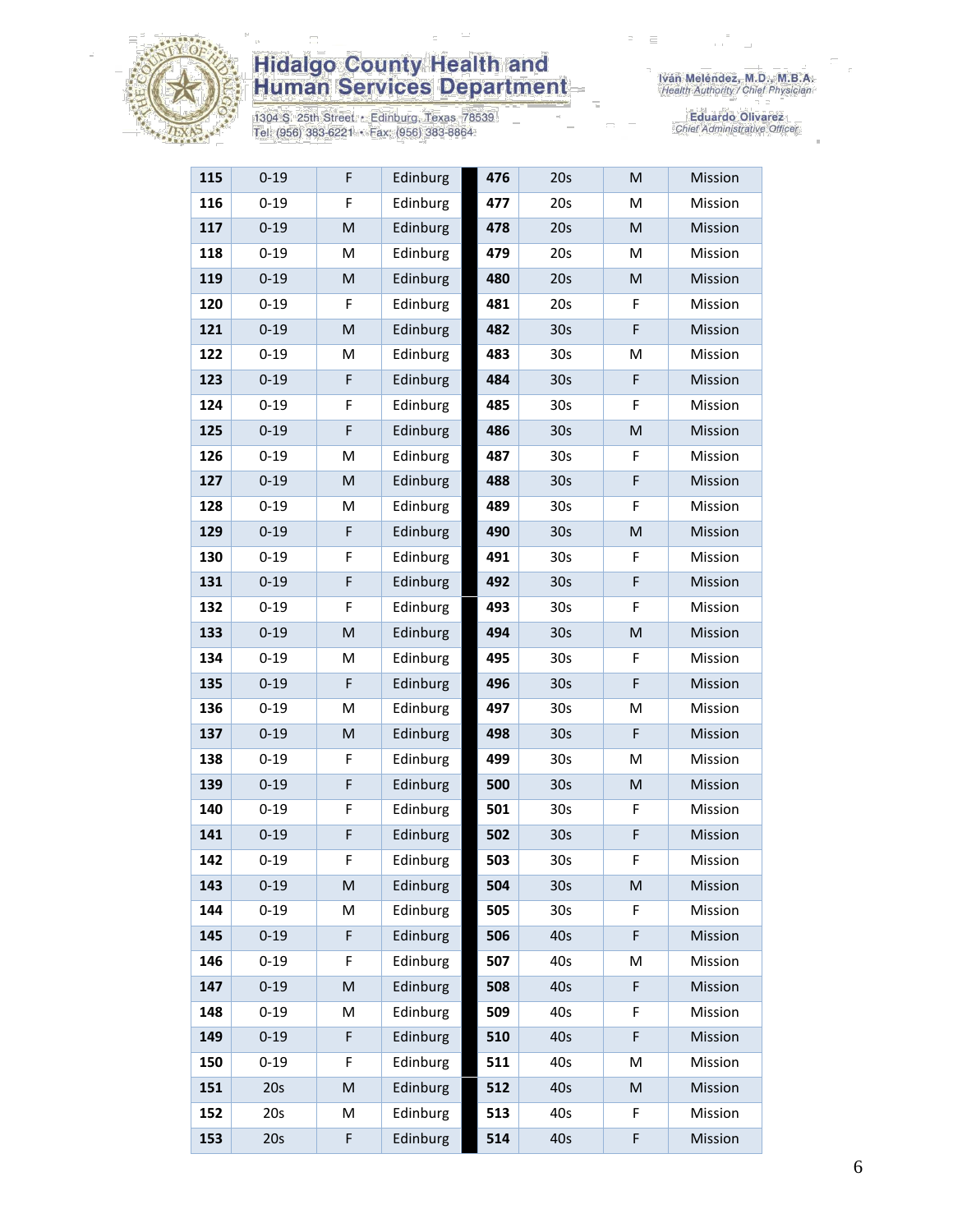| 115 | 0-19 | F | Edinburg | 476 | 20s | M | Mission |
|---|---|---|---|---|---|---|---|
| 116 | 0-19 | F | Edinburg | 477 | 20s | M | Mission |
| 117 | 0-19 | M | Edinburg | 478 | 20s | M | Mission |
| 118 | 0-19 | M | Edinburg | 479 | 20s | M | Mission |
| 119 | 0-19 | M | Edinburg | 480 | 20s | M | Mission |
| 120 | 0-19 | F | Edinburg | 481 | 20s | F | Mission |
| 121 | 0-19 | M | Edinburg | 482 | 30s | F | Mission |
| 122 | 0-19 | M | Edinburg | 483 | 30s | M | Mission |
| 123 | 0-19 | F | Edinburg | 484 | 30s | F | Mission |
| 124 | 0-19 | F | Edinburg | 485 | 30s | F | Mission |
| 125 | 0-19 | F | Edinburg | 486 | 30s | M | Mission |
| 126 | 0-19 | M | Edinburg | 487 | 30s | F | Mission |
| 127 | 0-19 | M | Edinburg | 488 | 30s | F | Mission |
| 128 | 0-19 | M | Edinburg | 489 | 30s | F | Mission |
| 129 | 0-19 | F | Edinburg | 490 | 30s | M | Mission |
| 130 | 0-19 | F | Edinburg | 491 | 30s | F | Mission |
| 131 | 0-19 | F | Edinburg | 492 | 30s | F | Mission |
| 132 | 0-19 | F | Edinburg | 493 | 30s | F | Mission |
| 133 | 0-19 | M | Edinburg | 494 | 30s | M | Mission |
| 134 | 0-19 | M | Edinburg | 495 | 30s | F | Mission |
| 135 | 0-19 | F | Edinburg | 496 | 30s | F | Mission |
| 136 | 0-19 | M | Edinburg | 497 | 30s | M | Mission |
| 137 | 0-19 | M | Edinburg | 498 | 30s | F | Mission |
| 138 | 0-19 | F | Edinburg | 499 | 30s | M | Mission |
| 139 | 0-19 | F | Edinburg | 500 | 30s | M | Mission |
| 140 | 0-19 | F | Edinburg | 501 | 30s | F | Mission |
| 141 | 0-19 | F | Edinburg | 502 | 30s | F | Mission |
| 142 | 0-19 | F | Edinburg | 503 | 30s | F | Mission |
| 143 | 0-19 | M | Edinburg | 504 | 30s | M | Mission |
| 144 | 0-19 | M | Edinburg | 505 | 30s | F | Mission |
| 145 | 0-19 | F | Edinburg | 506 | 40s | F | Mission |
| 146 | 0-19 | F | Edinburg | 507 | 40s | M | Mission |
| 147 | 0-19 | M | Edinburg | 508 | 40s | F | Mission |
| 148 | 0-19 | M | Edinburg | 509 | 40s | F | Mission |
| 149 | 0-19 | F | Edinburg | 510 | 40s | F | Mission |
| 150 | 0-19 | F | Edinburg | 511 | 40s | M | Mission |
| 151 | 20s | M | Edinburg | 512 | 40s | M | Mission |
| 152 | 20s | M | Edinburg | 513 | 40s | F | Mission |
| 153 | 20s | F | Edinburg | 514 | 40s | F | Mission |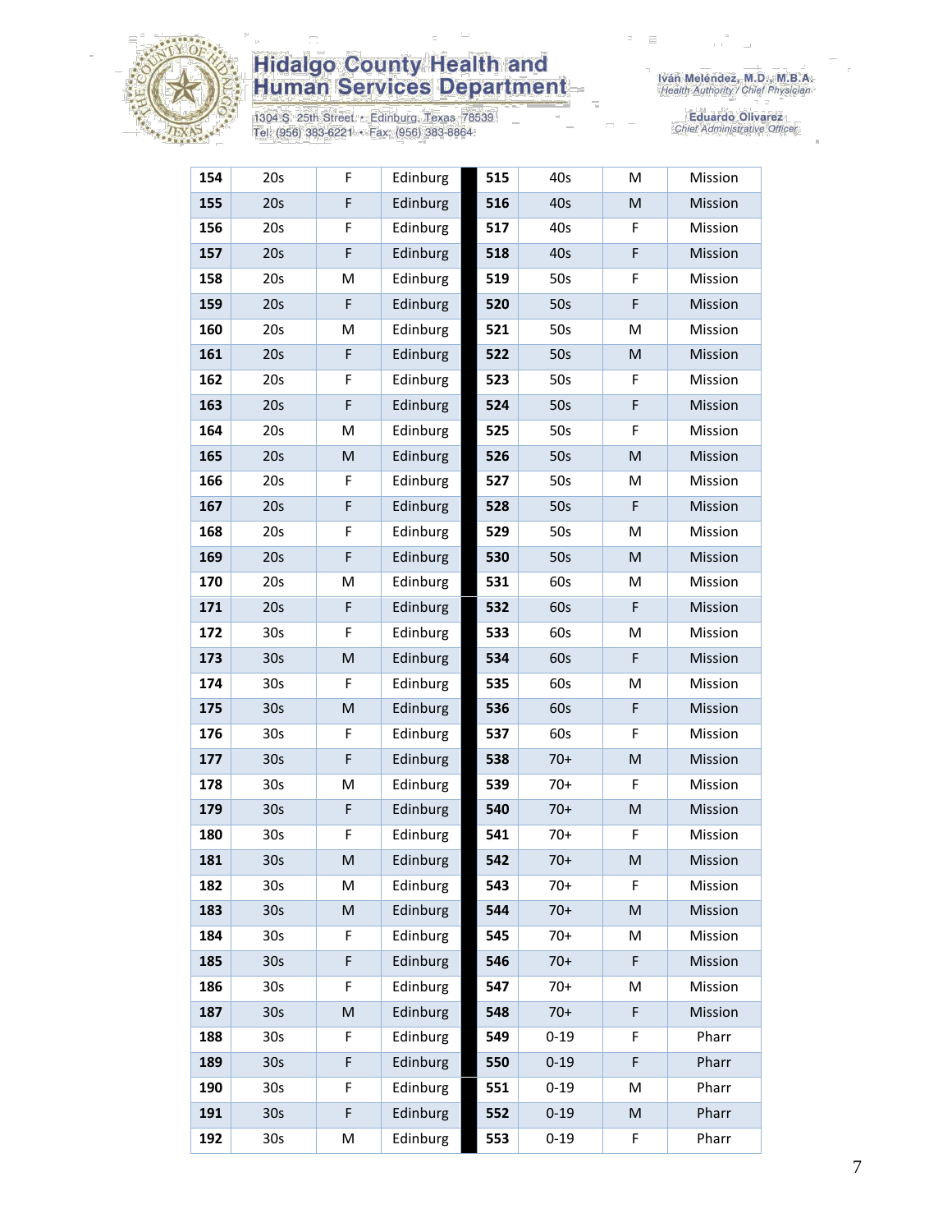| 154 | 20s | F | Edinburg | | 515 | 40s | M | Mission |
|---|---|---|---|---|---|---|---|---|
| 155 | 20s | F | Edinburg | | 516 | 40s | M | Mission |
| 156 | 20s | F | Edinburg | | 517 | 40s | F | Mission |
| 157 | 20s | F | Edinburg | | 518 | 40s | F | Mission |
| 158 | 20s | M | Edinburg | | 519 | 50s | F | Mission |
| 159 | 20s | F | Edinburg | | 520 | 50s | F | Mission |
| 160 | 20s | M | Edinburg | | 521 | 50s | M | Mission |
| 161 | 20s | F | Edinburg | | 522 | 50s | M | Mission |
| 162 | 20s | F | Edinburg | | 523 | 50s | F | Mission |
| 163 | 20s | F | Edinburg | | 524 | 50s | F | Mission |
| 164 | 20s | M | Edinburg | | 525 | 50s | F | Mission |
| 165 | 20s | M | Edinburg | | 526 | 50s | M | Mission |
| 166 | 20s | F | Edinburg | | 527 | 50s | M | Mission |
| 167 | 20s | F | Edinburg | | 528 | 50s | F | Mission |
| 168 | 20s | F | Edinburg | | 529 | 50s | M | Mission |
| 169 | 20s | F | Edinburg | | 530 | 50s | M | Mission |
| 170 | 20s | M | Edinburg | | 531 | 60s | M | Mission |
| 171 | 20s | F | Edinburg | | 532 | 60s | F | Mission |
| 172 | 30s | F | Edinburg | | 533 | 60s | M | Mission |
| 173 | 30s | M | Edinburg | | 534 | 60s | F | Mission |
| 174 | 30s | F | Edinburg | | 535 | 60s | M | Mission |
| 175 | 30s | M | Edinburg | | 536 | 60s | F | Mission |
| 176 | 30s | F | Edinburg | | 537 | 60s | F | Mission |
| 177 | 30s | F | Edinburg | | 538 | 70+ | M | Mission |
| 178 | 30s | M | Edinburg | | 539 | 70+ | F | Mission |
| 179 | 30s | F | Edinburg | | 540 | 70+ | M | Mission |
| 180 | 30s | F | Edinburg | | 541 | 70+ | F | Mission |
| 181 | 30s | M | Edinburg | | 542 | 70+ | M | Mission |
| 182 | 30s | M | Edinburg | | 543 | 70+ | F | Mission |
| 183 | 30s | M | Edinburg | | 544 | 70+ | M | Mission |
| 184 | 30s | F | Edinburg | | 545 | 70+ | M | Mission |
| 185 | 30s | F | Edinburg | | 546 | 70+ | F | Mission |
| 186 | 30s | F | Edinburg | | 547 | 70+ | M | Mission |
| 187 | 30s | M | Edinburg | | 548 | 70+ | F | Mission |
| 188 | 30s | F | Edinburg | | 549 | 0-19 | F | Pharr |
| 189 | 30s | F | Edinburg | | 550 | 0-19 | F | Pharr |
| 190 | 30s | F | Edinburg | | 551 | 0-19 | M | Pharr |
| 191 | 30s | F | Edinburg | | 552 | 0-19 | M | Pharr |
| 192 | 30s | M | Edinburg | | 553 | 0-19 | F | Pharr |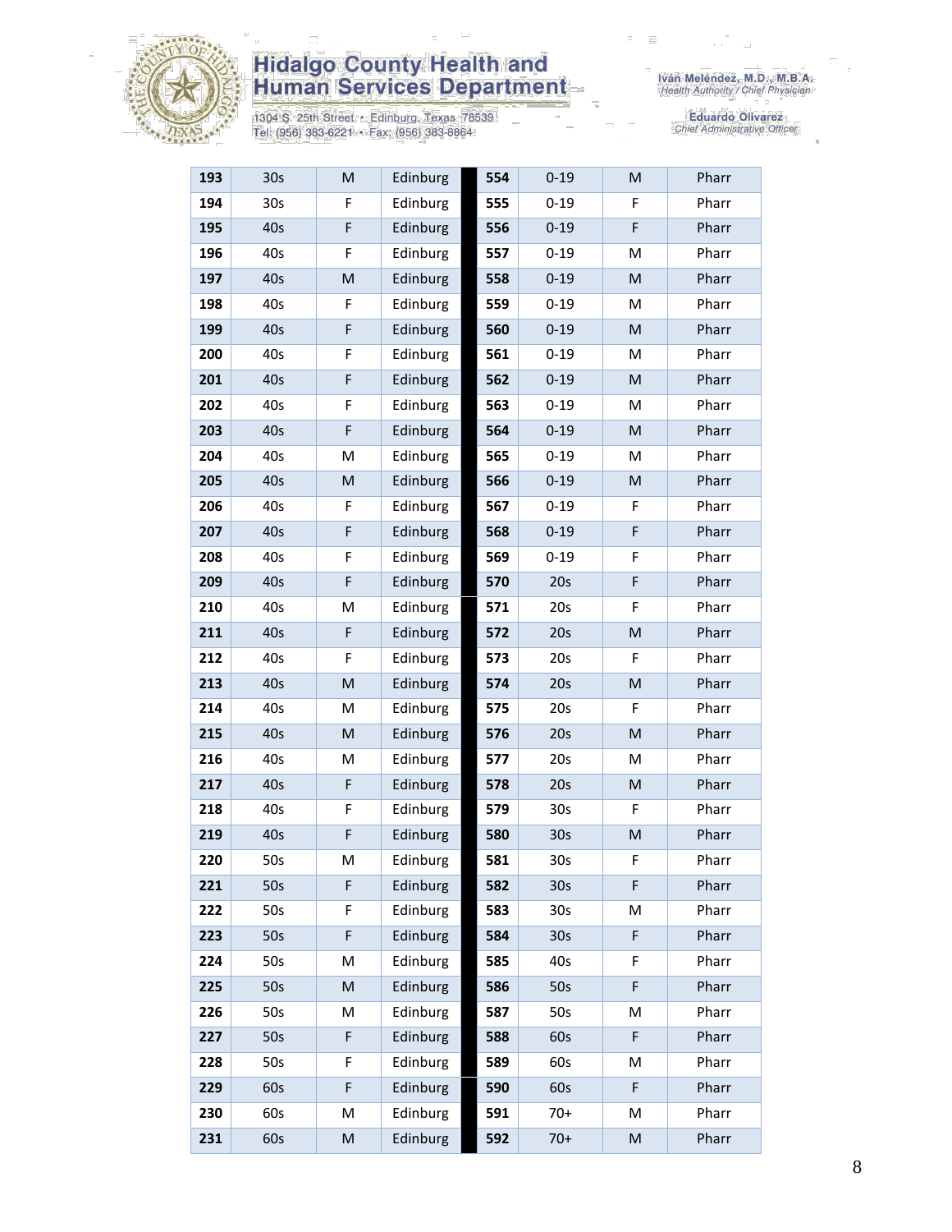# Hidalgo County Health and Human Services Department

1304 S. 25th Street • Edinburg, Texas 78539
Tel: (956) 383-6221 • Fax: (956) 383-8864

Iván Meléndez, M.D., M.B.A.
*Health Authority / Chief Physician*

Eduardo Olivarez
*Chief Administrative Officer*

| | | | | | | | |
|---|---|---|---|---|---|---|---|
| **193** | 30s | M | Edinburg | **554** | 0-19 | M | Pharr |
| **194** | 30s | F | Edinburg | **555** | 0-19 | F | Pharr |
| **195** | 40s | F | Edinburg | **556** | 0-19 | F | Pharr |
| **196** | 40s | F | Edinburg | **557** | 0-19 | M | Pharr |
| **197** | 40s | M | Edinburg | **558** | 0-19 | M | Pharr |
| **198** | 40s | F | Edinburg | **559** | 0-19 | M | Pharr |
| **199** | 40s | F | Edinburg | **560** | 0-19 | M | Pharr |
| **200** | 40s | F | Edinburg | **561** | 0-19 | M | Pharr |
| **201** | 40s | F | Edinburg | **562** | 0-19 | M | Pharr |
| **202** | 40s | F | Edinburg | **563** | 0-19 | M | Pharr |
| **203** | 40s | F | Edinburg | **564** | 0-19 | M | Pharr |
| **204** | 40s | M | Edinburg | **565** | 0-19 | M | Pharr |
| **205** | 40s | M | Edinburg | **566** | 0-19 | M | Pharr |
| **206** | 40s | F | Edinburg | **567** | 0-19 | F | Pharr |
| **207** | 40s | F | Edinburg | **568** | 0-19 | F | Pharr |
| **208** | 40s | F | Edinburg | **569** | 0-19 | F | Pharr |
| **209** | 40s | F | Edinburg | **570** | 20s | F | Pharr |
| **210** | 40s | M | Edinburg | **571** | 20s | F | Pharr |
| **211** | 40s | F | Edinburg | **572** | 20s | M | Pharr |
| **212** | 40s | F | Edinburg | **573** | 20s | F | Pharr |
| **213** | 40s | M | Edinburg | **574** | 20s | M | Pharr |
| **214** | 40s | M | Edinburg | **575** | 20s | F | Pharr |
| **215** | 40s | M | Edinburg | **576** | 20s | M | Pharr |
| **216** | 40s | M | Edinburg | **577** | 20s | M | Pharr |
| **217** | 40s | F | Edinburg | **578** | 20s | M | Pharr |
| **218** | 40s | F | Edinburg | **579** | 30s | F | Pharr |
| **219** | 40s | F | Edinburg | **580** | 30s | M | Pharr |
| **220** | 50s | M | Edinburg | **581** | 30s | F | Pharr |
| **221** | 50s | F | Edinburg | **582** | 30s | F | Pharr |
| **222** | 50s | F | Edinburg | **583** | 30s | M | Pharr |
| **223** | 50s | F | Edinburg | **584** | 30s | F | Pharr |
| **224** | 50s | M | Edinburg | **585** | 40s | F | Pharr |
| **225** | 50s | M | Edinburg | **586** | 50s | F | Pharr |
| **226** | 50s | M | Edinburg | **587** | 50s | M | Pharr |
| **227** | 50s | F | Edinburg | **588** | 60s | F | Pharr |
| **228** | 50s | F | Edinburg | **589** | 60s | M | Pharr |
| **229** | 60s | F | Edinburg | **590** | 60s | F | Pharr |
| **230** | 60s | M | Edinburg | **591** | 70+ | M | Pharr |
| **231** | 60s | M | Edinburg | **592** | 70+ | M | Pharr |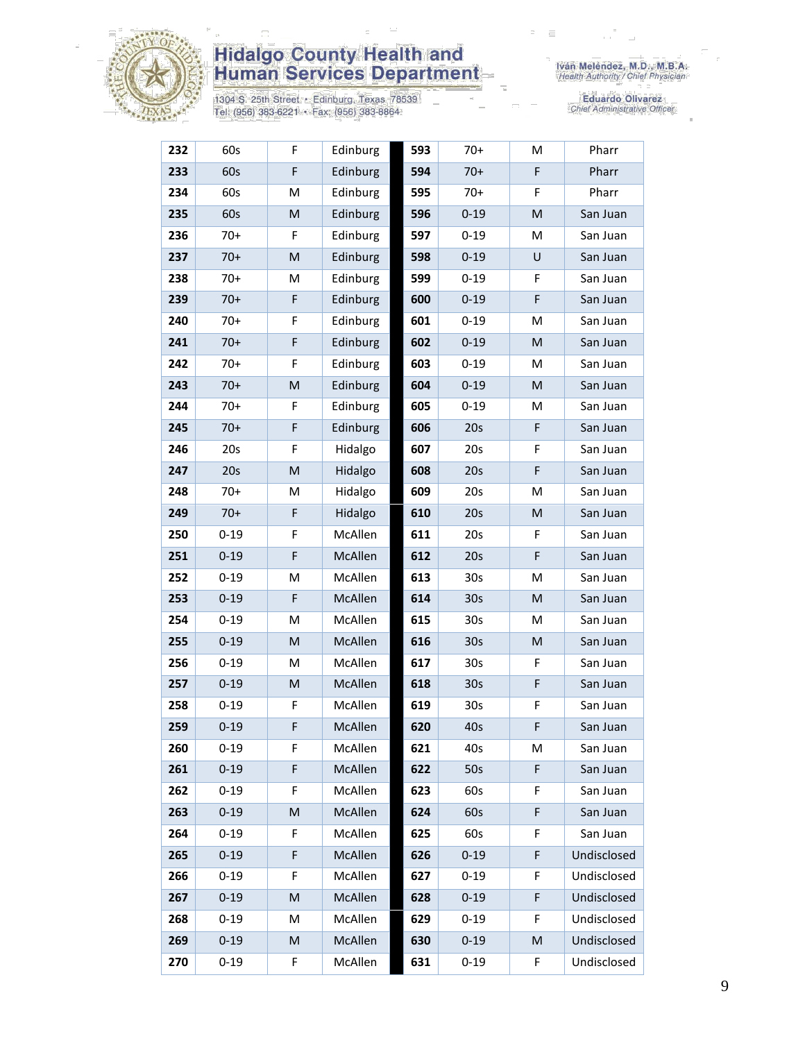# Hidalgo County Health and Human Services Department

1304 S. 25th Street • Edinburg, Texas 78539
Tel: (956) 383-6221 • Fax: (956) 383-8864

Iván Meléndez, M.D., M.B.A.
*Health Authority / Chief Physician*

Eduardo Olivarez
*Chief Administrative Officer*

| | | | | | | | |
|---|---|---|---|---|---|---|---|
| **232** | 60s | F | Edinburg | **593** | 70+ | M | Pharr |
| **233** | 60s | F | Edinburg | **594** | 70+ | F | Pharr |
| **234** | 60s | M | Edinburg | **595** | 70+ | F | Pharr |
| **235** | 60s | M | Edinburg | **596** | 0-19 | M | San Juan |
| **236** | 70+ | F | Edinburg | **597** | 0-19 | M | San Juan |
| **237** | 70+ | M | Edinburg | **598** | 0-19 | U | San Juan |
| **238** | 70+ | M | Edinburg | **599** | 0-19 | F | San Juan |
| **239** | 70+ | F | Edinburg | **600** | 0-19 | F | San Juan |
| **240** | 70+ | F | Edinburg | **601** | 0-19 | M | San Juan |
| **241** | 70+ | F | Edinburg | **602** | 0-19 | M | San Juan |
| **242** | 70+ | F | Edinburg | **603** | 0-19 | M | San Juan |
| **243** | 70+ | M | Edinburg | **604** | 0-19 | M | San Juan |
| **244** | 70+ | F | Edinburg | **605** | 0-19 | M | San Juan |
| **245** | 70+ | F | Edinburg | **606** | 20s | F | San Juan |
| **246** | 20s | F | Hidalgo | **607** | 20s | F | San Juan |
| **247** | 20s | M | Hidalgo | **608** | 20s | F | San Juan |
| **248** | 70+ | M | Hidalgo | **609** | 20s | M | San Juan |
| **249** | 70+ | F | Hidalgo | **610** | 20s | M | San Juan |
| **250** | 0-19 | F | McAllen | **611** | 20s | F | San Juan |
| **251** | 0-19 | F | McAllen | **612** | 20s | F | San Juan |
| **252** | 0-19 | M | McAllen | **613** | 30s | M | San Juan |
| **253** | 0-19 | F | McAllen | **614** | 30s | M | San Juan |
| **254** | 0-19 | M | McAllen | **615** | 30s | M | San Juan |
| **255** | 0-19 | M | McAllen | **616** | 30s | M | San Juan |
| **256** | 0-19 | M | McAllen | **617** | 30s | F | San Juan |
| **257** | 0-19 | M | McAllen | **618** | 30s | F | San Juan |
| **258** | 0-19 | F | McAllen | **619** | 30s | F | San Juan |
| **259** | 0-19 | F | McAllen | **620** | 40s | F | San Juan |
| **260** | 0-19 | F | McAllen | **621** | 40s | M | San Juan |
| **261** | 0-19 | F | McAllen | **622** | 50s | F | San Juan |
| **262** | 0-19 | F | McAllen | **623** | 60s | F | San Juan |
| **263** | 0-19 | M | McAllen | **624** | 60s | F | San Juan |
| **264** | 0-19 | F | McAllen | **625** | 60s | F | San Juan |
| **265** | 0-19 | F | McAllen | **626** | 0-19 | F | Undisclosed |
| **266** | 0-19 | F | McAllen | **627** | 0-19 | F | Undisclosed |
| **267** | 0-19 | M | McAllen | **628** | 0-19 | F | Undisclosed |
| **268** | 0-19 | M | McAllen | **629** | 0-19 | F | Undisclosed |
| **269** | 0-19 | M | McAllen | **630** | 0-19 | M | Undisclosed |
| **270** | 0-19 | F | McAllen | **631** | 0-19 | F | Undisclosed |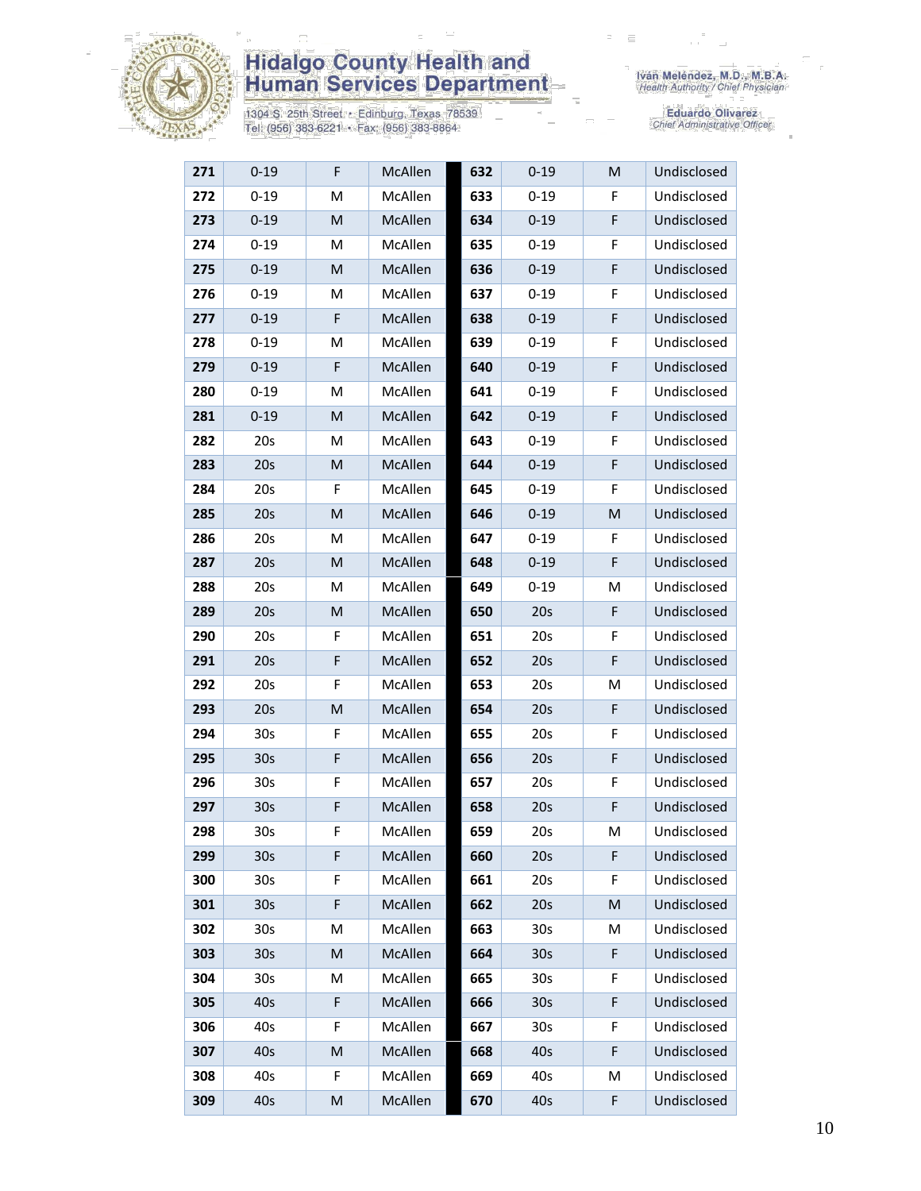| | | | | | | | |
|---|---|---|---|---|---|---|---|
| **271** | 0-19 | F | McAllen | **632** | 0-19 | M | Undisclosed |
| **272** | 0-19 | M | McAllen | **633** | 0-19 | F | Undisclosed |
| **273** | 0-19 | M | McAllen | **634** | 0-19 | F | Undisclosed |
| **274** | 0-19 | M | McAllen | **635** | 0-19 | F | Undisclosed |
| **275** | 0-19 | M | McAllen | **636** | 0-19 | F | Undisclosed |
| **276** | 0-19 | M | McAllen | **637** | 0-19 | F | Undisclosed |
| **277** | 0-19 | F | McAllen | **638** | 0-19 | F | Undisclosed |
| **278** | 0-19 | M | McAllen | **639** | 0-19 | F | Undisclosed |
| **279** | 0-19 | F | McAllen | **640** | 0-19 | F | Undisclosed |
| **280** | 0-19 | M | McAllen | **641** | 0-19 | F | Undisclosed |
| **281** | 0-19 | M | McAllen | **642** | 0-19 | F | Undisclosed |
| **282** | 20s | M | McAllen | **643** | 0-19 | F | Undisclosed |
| **283** | 20s | M | McAllen | **644** | 0-19 | F | Undisclosed |
| **284** | 20s | F | McAllen | **645** | 0-19 | F | Undisclosed |
| **285** | 20s | M | McAllen | **646** | 0-19 | M | Undisclosed |
| **286** | 20s | M | McAllen | **647** | 0-19 | F | Undisclosed |
| **287** | 20s | M | McAllen | **648** | 0-19 | F | Undisclosed |
| **288** | 20s | M | McAllen | **649** | 0-19 | M | Undisclosed |
| **289** | 20s | M | McAllen | **650** | 20s | F | Undisclosed |
| **290** | 20s | F | McAllen | **651** | 20s | F | Undisclosed |
| **291** | 20s | F | McAllen | **652** | 20s | F | Undisclosed |
| **292** | 20s | F | McAllen | **653** | 20s | M | Undisclosed |
| **293** | 20s | M | McAllen | **654** | 20s | F | Undisclosed |
| **294** | 30s | F | McAllen | **655** | 20s | F | Undisclosed |
| **295** | 30s | F | McAllen | **656** | 20s | F | Undisclosed |
| **296** | 30s | F | McAllen | **657** | 20s | F | Undisclosed |
| **297** | 30s | F | McAllen | **658** | 20s | F | Undisclosed |
| **298** | 30s | F | McAllen | **659** | 20s | M | Undisclosed |
| **299** | 30s | F | McAllen | **660** | 20s | F | Undisclosed |
| **300** | 30s | F | McAllen | **661** | 20s | F | Undisclosed |
| **301** | 30s | F | McAllen | **662** | 20s | M | Undisclosed |
| **302** | 30s | M | McAllen | **663** | 30s | M | Undisclosed |
| **303** | 30s | M | McAllen | **664** | 30s | F | Undisclosed |
| **304** | 30s | M | McAllen | **665** | 30s | F | Undisclosed |
| **305** | 40s | F | McAllen | **666** | 30s | F | Undisclosed |
| **306** | 40s | F | McAllen | **667** | 30s | F | Undisclosed |
| **307** | 40s | M | McAllen | **668** | 40s | F | Undisclosed |
| **308** | 40s | F | McAllen | **669** | 40s | M | Undisclosed |
| **309** | 40s | M | McAllen | **670** | 40s | F | Undisclosed |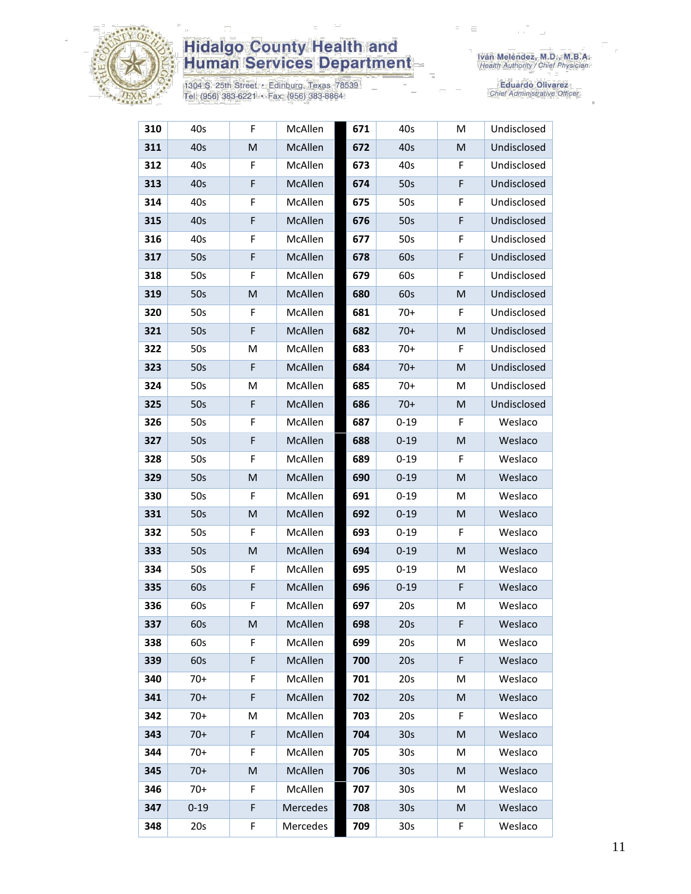| 310 | 40s | F | McAllen | 671 | 40s | M | Undisclosed |
|---|---|---|---|---|---|---|---|
| 311 | 40s | M | McAllen | 672 | 40s | M | Undisclosed |
| 312 | 40s | F | McAllen | 673 | 40s | F | Undisclosed |
| 313 | 40s | F | McAllen | 674 | 50s | F | Undisclosed |
| 314 | 40s | F | McAllen | 675 | 50s | F | Undisclosed |
| 315 | 40s | F | McAllen | 676 | 50s | F | Undisclosed |
| 316 | 40s | F | McAllen | 677 | 50s | F | Undisclosed |
| 317 | 50s | F | McAllen | 678 | 60s | F | Undisclosed |
| 318 | 50s | F | McAllen | 679 | 60s | F | Undisclosed |
| 319 | 50s | M | McAllen | 680 | 60s | M | Undisclosed |
| 320 | 50s | F | McAllen | 681 | 70+ | F | Undisclosed |
| 321 | 50s | F | McAllen | 682 | 70+ | M | Undisclosed |
| 322 | 50s | M | McAllen | 683 | 70+ | F | Undisclosed |
| 323 | 50s | F | McAllen | 684 | 70+ | M | Undisclosed |
| 324 | 50s | M | McAllen | 685 | 70+ | M | Undisclosed |
| 325 | 50s | F | McAllen | 686 | 70+ | M | Undisclosed |
| 326 | 50s | F | McAllen | 687 | 0-19 | F | Weslaco |
| 327 | 50s | F | McAllen | 688 | 0-19 | M | Weslaco |
| 328 | 50s | F | McAllen | 689 | 0-19 | F | Weslaco |
| 329 | 50s | M | McAllen | 690 | 0-19 | M | Weslaco |
| 330 | 50s | F | McAllen | 691 | 0-19 | M | Weslaco |
| 331 | 50s | M | McAllen | 692 | 0-19 | M | Weslaco |
| 332 | 50s | F | McAllen | 693 | 0-19 | F | Weslaco |
| 333 | 50s | M | McAllen | 694 | 0-19 | M | Weslaco |
| 334 | 50s | F | McAllen | 695 | 0-19 | M | Weslaco |
| 335 | 60s | F | McAllen | 696 | 0-19 | F | Weslaco |
| 336 | 60s | F | McAllen | 697 | 20s | M | Weslaco |
| 337 | 60s | M | McAllen | 698 | 20s | F | Weslaco |
| 338 | 60s | F | McAllen | 699 | 20s | M | Weslaco |
| 339 | 60s | F | McAllen | 700 | 20s | F | Weslaco |
| 340 | 70+ | F | McAllen | 701 | 20s | M | Weslaco |
| 341 | 70+ | F | McAllen | 702 | 20s | M | Weslaco |
| 342 | 70+ | M | McAllen | 703 | 20s | F | Weslaco |
| 343 | 70+ | F | McAllen | 704 | 30s | M | Weslaco |
| 344 | 70+ | F | McAllen | 705 | 30s | M | Weslaco |
| 345 | 70+ | M | McAllen | 706 | 30s | M | Weslaco |
| 346 | 70+ | F | McAllen | 707 | 30s | M | Weslaco |
| 347 | 0-19 | F | Mercedes | 708 | 30s | M | Weslaco |
| 348 | 20s | F | Mercedes | 709 | 30s | F | Weslaco |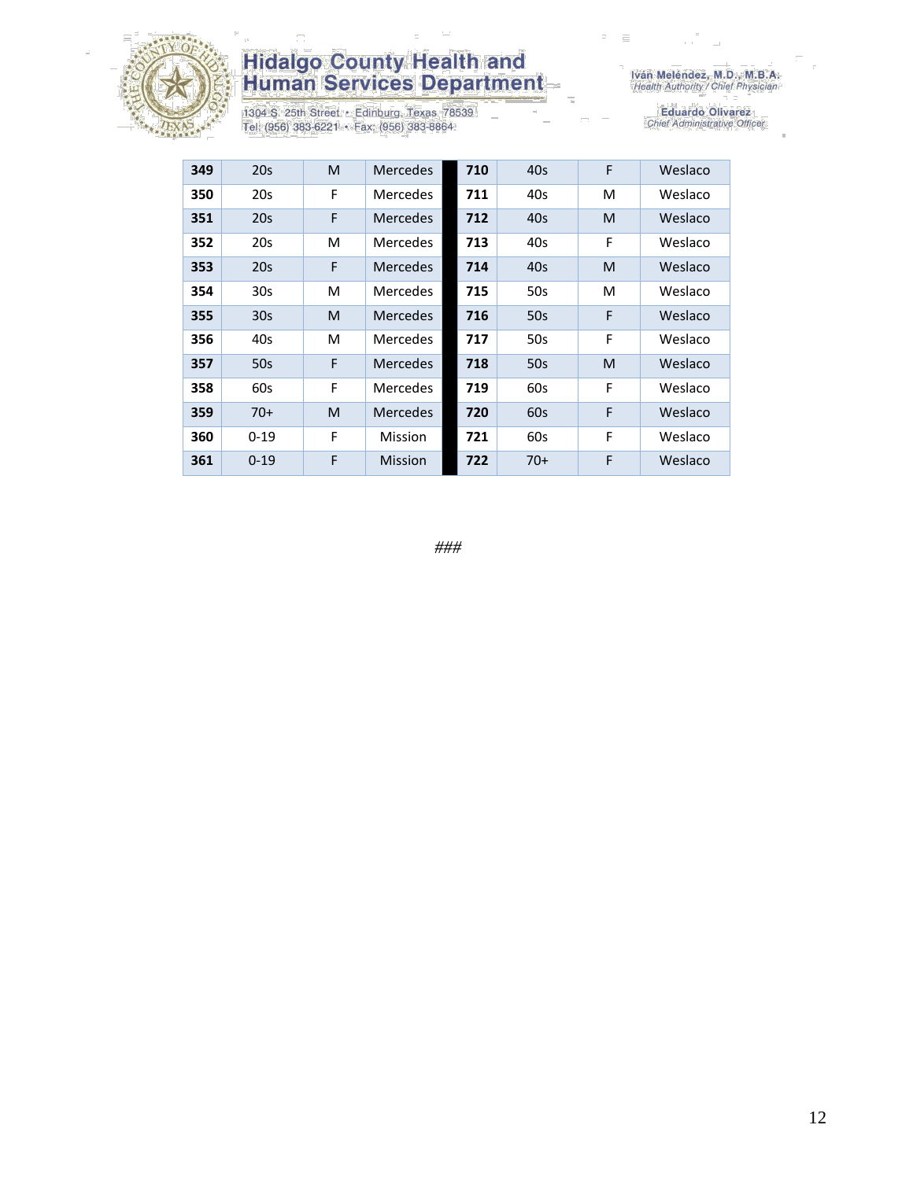| | | | | | | | | |
|---|---|---|---|---|---|---|---|---|
| **349** | 20s | M | Mercedes | | **710** | 40s | F | Weslaco |
| **350** | 20s | F | Mercedes | | **711** | 40s | M | Weslaco |
| **351** | 20s | F | Mercedes | | **712** | 40s | M | Weslaco |
| **352** | 20s | M | Mercedes | | **713** | 40s | F | Weslaco |
| **353** | 20s | F | Mercedes | | **714** | 40s | M | Weslaco |
| **354** | 30s | M | Mercedes | | **715** | 50s | M | Weslaco |
| **355** | 30s | M | Mercedes | | **716** | 50s | F | Weslaco |
| **356** | 40s | M | Mercedes | | **717** | 50s | F | Weslaco |
| **357** | 50s | F | Mercedes | | **718** | 50s | M | Weslaco |
| **358** | 60s | F | Mercedes | | **719** | 60s | F | Weslaco |
| **359** | 70+ | M | Mercedes | | **720** | 60s | F | Weslaco |
| **360** | 0-19 | F | Mission | | **721** | 60s | F | Weslaco |
| **361** | 0-19 | F | Mission | | **722** | 70+ | F | Weslaco |

*###*